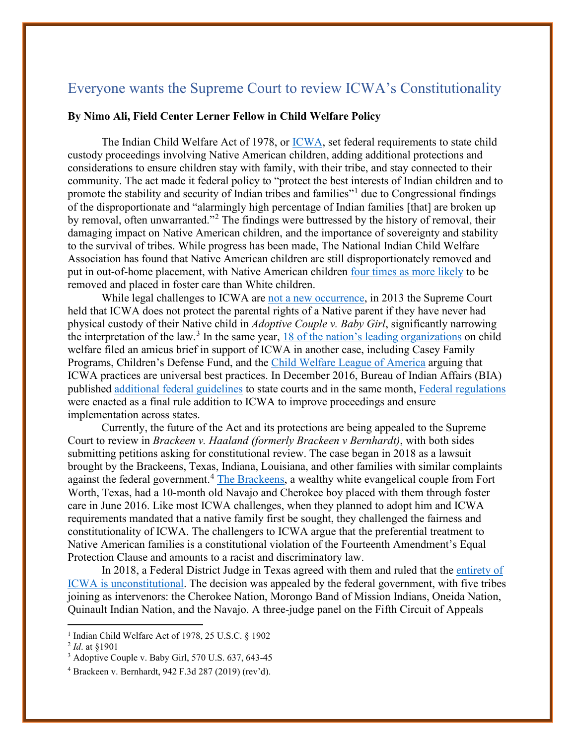# Everyone wants the Supreme Court to review ICWA's Constitutionality

**By Nimo Ali, Field Center Lerner Fellow in Child Welfare Policy**

The Indian Child Welfare Act of 1978, or ICWA, set federal requirements to state child custody proceedings involving Native American children, adding additional protections and considerations to ensure children stay with family, with their tribe, and stay connected to their community. The act made it federal policy to "protect the best interests of Indian children and to promote the stability and security of Indian tribes and families"[1] due to Congressional findings of the disproportionate and "alarmingly high percentage of Indian families [that] are broken up by removal, often unwarranted."[2] The findings were buttressed by the history of removal, their damaging impact on Native American children, and the importance of sovereignty and stability to the survival of tribes. While progress has been made, The National Indian Child Welfare Association has found that Native American children are still disproportionately removed and put in out-of-home placement, with Native American children four times as more likely to be removed and placed in foster care than White children.

While legal challenges to ICWA are not a new occurrence, in 2013 the Supreme Court held that ICWA does not protect the parental rights of a Native parent if they have never had physical custody of their Native child in *Adoptive Couple v. Baby Girl*, significantly narrowing the interpretation of the law.[3] In the same year, 18 of the nation's leading organizations on child welfare filed an amicus brief in support of ICWA in another case, including Casey Family Programs, Children's Defense Fund, and the Child Welfare League of America arguing that ICWA practices are universal best practices. In December 2016, Bureau of Indian Affairs (BIA) published additional federal guidelines to state courts and in the same month, Federal regulations were enacted as a final rule addition to ICWA to improve proceedings and ensure implementation across states.

Currently, the future of the Act and its protections are being appealed to the Supreme Court to review in *Brackeen v. Haaland (formerly Brackeen v Bernhardt)*, with both sides submitting petitions asking for constitutional review. The case began in 2018 as a lawsuit brought by the Brackeens, Texas, Indiana, Louisiana, and other families with similar complaints against the federal government.[4] The Brackeens, a wealthy white evangelical couple from Fort Worth, Texas, had a 10-month old Navajo and Cherokee boy placed with them through foster care in June 2016. Like most ICWA challenges, when they planned to adopt him and ICWA requirements mandated that a native family first be sought, they challenged the fairness and constitutionality of ICWA. The challengers to ICWA argue that the preferential treatment to Native American families is a constitutional violation of the Fourteenth Amendment's Equal Protection Clause and amounts to a racist and discriminatory law.

In 2018, a Federal District Judge in Texas agreed with them and ruled that the entirety of ICWA is unconstitutional. The decision was appealed by the federal government, with five tribes joining as intervenors: the Cherokee Nation, Morongo Band of Mission Indians, Oneida Nation, Quinault Indian Nation, and the Navajo. A three-judge panel on the Fifth Circuit of Appeals

---

[1] Indian Child Welfare Act of 1978, 25 U.S.C. § 1902

[2] *Id*. at §1901

[3] Adoptive Couple v. Baby Girl, 570 U.S. 637, 643-45

[4] Brackeen v. Bernhardt, 942 F.3d 287 (2019) (rev'd).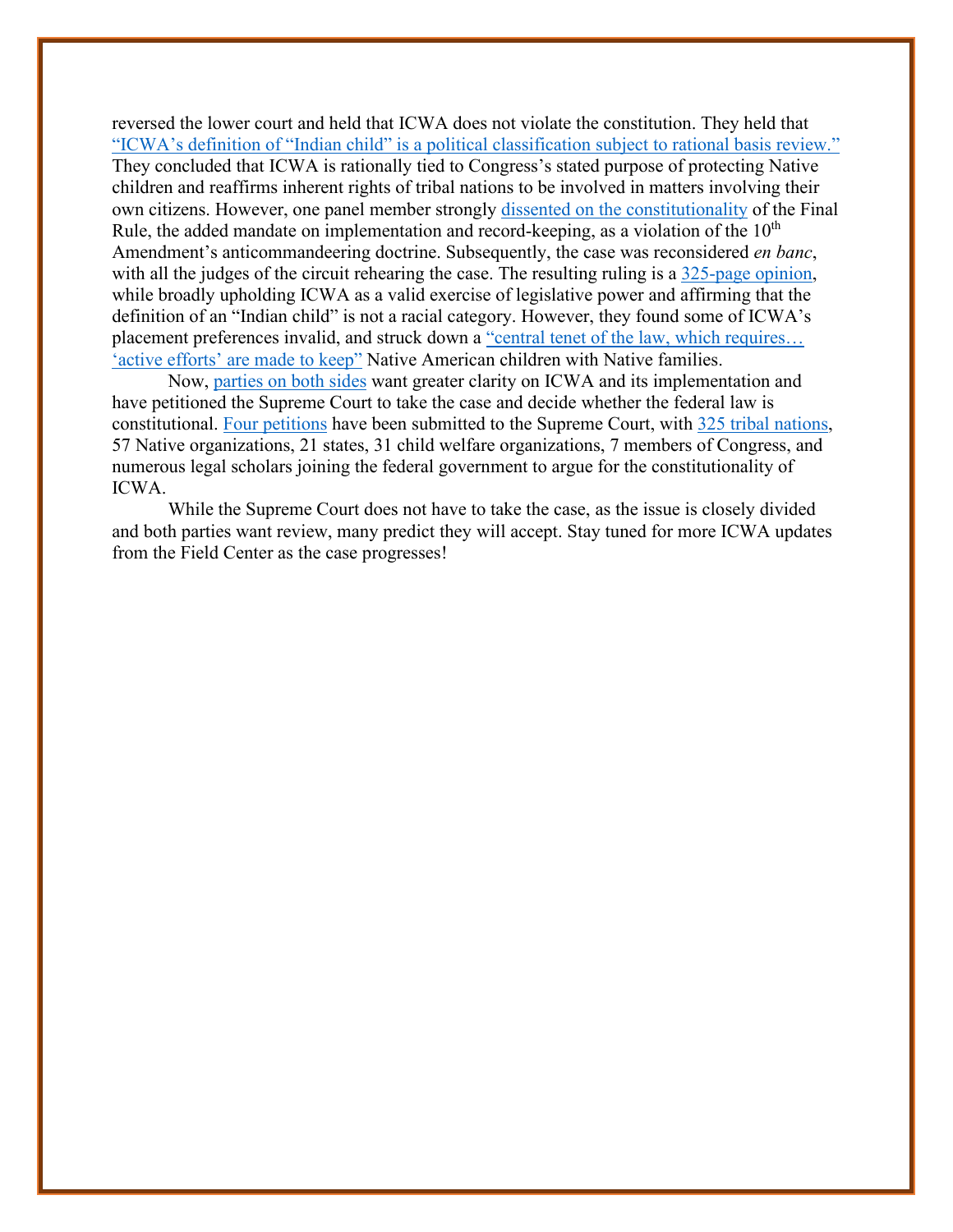reversed the lower court and held that ICWA does not violate the constitution. They held that "ICWA's definition of "Indian child" is a political classification subject to rational basis review." They concluded that ICWA is rationally tied to Congress's stated purpose of protecting Native children and reaffirms inherent rights of tribal nations to be involved in matters involving their own citizens. However, one panel member strongly dissented on the constitutionality of the Final Rule, the added mandate on implementation and record-keeping, as a violation of the 10th Amendment's anticommandeering doctrine. Subsequently, the case was reconsidered *en banc*, with all the judges of the circuit rehearing the case. The resulting ruling is a 325-page opinion, while broadly upholding ICWA as a valid exercise of legislative power and affirming that the definition of an "Indian child" is not a racial category. However, they found some of ICWA's placement preferences invalid, and struck down a "central tenet of the law, which requires… 'active efforts' are made to keep" Native American children with Native families.

Now, parties on both sides want greater clarity on ICWA and its implementation and have petitioned the Supreme Court to take the case and decide whether the federal law is constitutional. Four petitions have been submitted to the Supreme Court, with 325 tribal nations, 57 Native organizations, 21 states, 31 child welfare organizations, 7 members of Congress, and numerous legal scholars joining the federal government to argue for the constitutionality of ICWA.

While the Supreme Court does not have to take the case, as the issue is closely divided and both parties want review, many predict they will accept. Stay tuned for more ICWA updates from the Field Center as the case progresses!